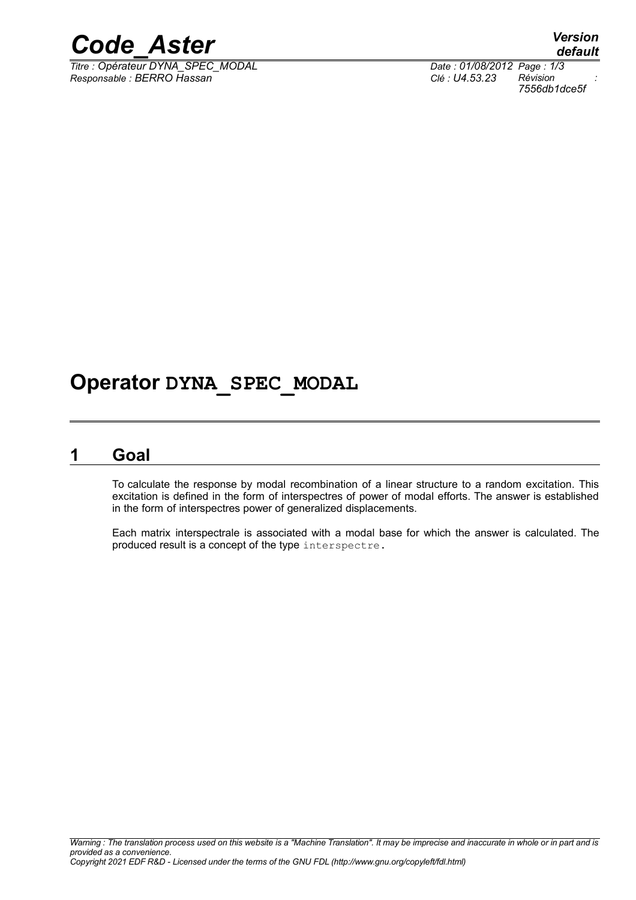# Operator DYNA_SPEC_MODAL

## 1 Goal

To calculate the response by modal recombination of a linear structure to a random excitation. This excitation is defined in the form of interspectres of power of modal efforts. The answer is established in the form of interspectres power of generalized displacements.

Each matrix interspectrale is associated with a modal base for which the answer is calculated. The produced result is a concept of the type `interspectre`.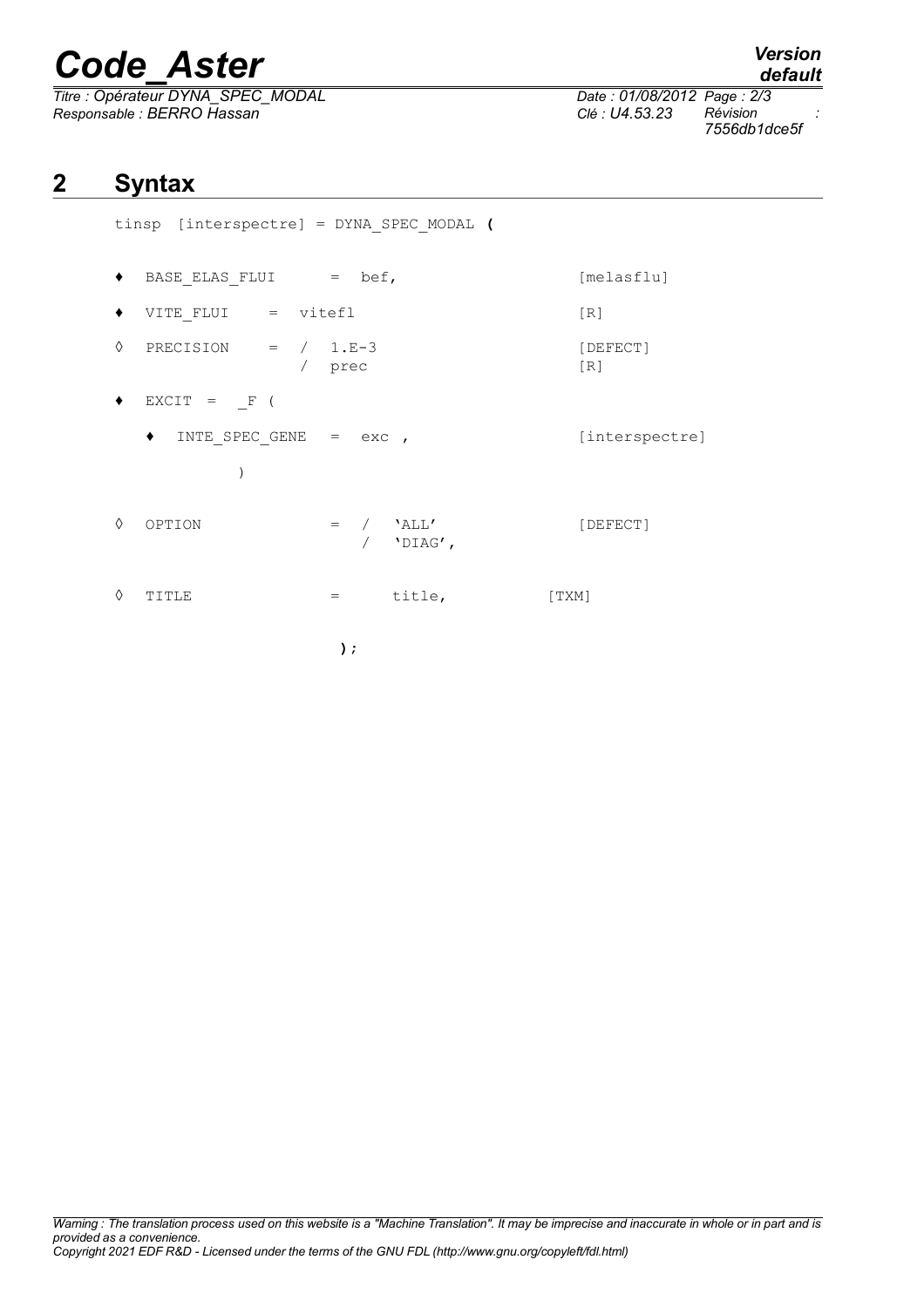## 2 Syntax

```
tinsp  [interspectre] = DYNA_SPEC_MODAL (

♦  BASE_ELAS_FLUI      =  bef,                    [melasflu]

♦  VITE_FLUI    =  vitefl                         [R]

◊  PRECISION    =  /  1.E-3                       [DEFECT]
                   /  prec                        [R]

♦  EXCIT  =  _F (

   ♦  INTE_SPEC_GENE  =  exc ,                    [interspectre]

           )

◊  OPTION              =  /  'ALL'                [DEFECT]
                          /  'DIAG',

◊  TITLE               =      title,          [TXM]

                         );
```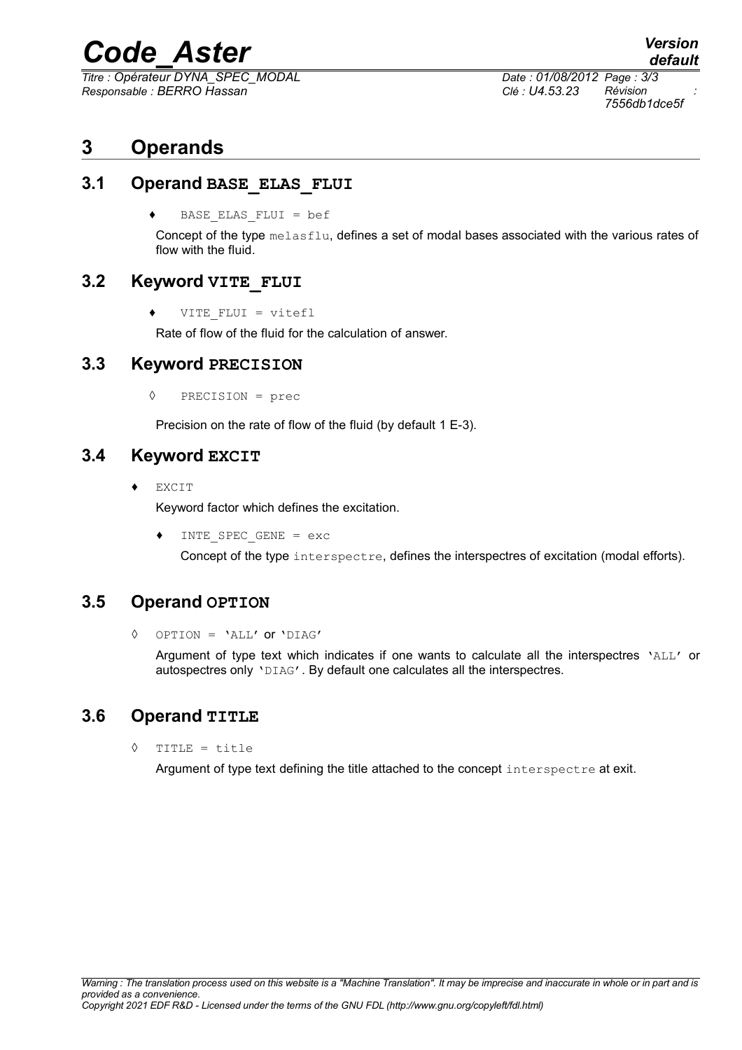# 3 Operands

## 3.1 Operand BASE_ELAS_FLUI

♦ BASE_ELAS_FLUI = bef

Concept of the type melasflu, defines a set of modal bases associated with the various rates of flow with the fluid.

## 3.2 Keyword VITE_FLUI

♦ VITE_FLUI = vitefl

Rate of flow of the fluid for the calculation of answer.

## 3.3 Keyword PRECISION

◊ PRECISION = prec

Precision on the rate of flow of the fluid (by default 1 E-3).

## 3.4 Keyword EXCIT

♦ EXCIT

Keyword factor which defines the excitation.

♦ INTE_SPEC_GENE = exc

Concept of the type interspectre, defines the interspectres of excitation (modal efforts).

## 3.5 Operand OPTION

◊ OPTION = 'ALL' or 'DIAG'

Argument of type text which indicates if one wants to calculate all the interspectres 'ALL' or autospectres only 'DIAG'. By default one calculates all the interspectres.

## 3.6 Operand TITLE

◊ TITLE = title

Argument of type text defining the title attached to the concept interspectre at exit.